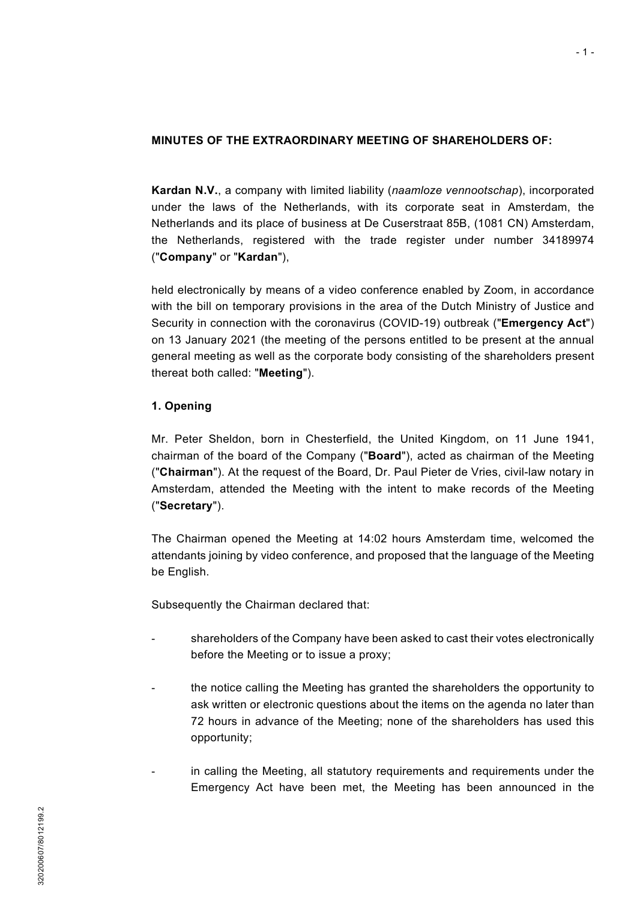**MINUTES OF THE EXTRAORDINARY MEETING OF SHAREHOLDERS OF:**

**Kardan N.V.**, a company with limited liability (*naamloze vennootschap*), incorporated under the laws of the Netherlands, with its corporate seat in Amsterdam, the Netherlands and its place of business at De Cuserstraat 85B, (1081 CN) Amsterdam, the Netherlands, registered with the trade register under number 34189974 ("**Company**" or "**Kardan**"),

held electronically by means of a video conference enabled by Zoom, in accordance with the bill on temporary provisions in the area of the Dutch Ministry of Justice and Security in connection with the coronavirus (COVID-19) outbreak ("**Emergency Act**") on 13 January 2021 (the meeting of the persons entitled to be present at the annual general meeting as well as the corporate body consisting of the shareholders present thereat both called: "**Meeting**").

**1. Opening**

Mr. Peter Sheldon, born in Chesterfield, the United Kingdom, on 11 June 1941, chairman of the board of the Company ("**Board**"), acted as chairman of the Meeting ("**Chairman**"). At the request of the Board, Dr. Paul Pieter de Vries, civil-law notary in Amsterdam, attended the Meeting with the intent to make records of the Meeting ("**Secretary**").

The Chairman opened the Meeting at 14:02 hours Amsterdam time, welcomed the attendants joining by video conference, and proposed that the language of the Meeting be English.

Subsequently the Chairman declared that:

- shareholders of the Company have been asked to cast their votes electronically before the Meeting or to issue a proxy;
- the notice calling the Meeting has granted the shareholders the opportunity to ask written or electronic questions about the items on the agenda no later than 72 hours in advance of the Meeting; none of the shareholders has used this opportunity;
- in calling the Meeting, all statutory requirements and requirements under the Emergency Act have been met, the Meeting has been announced in the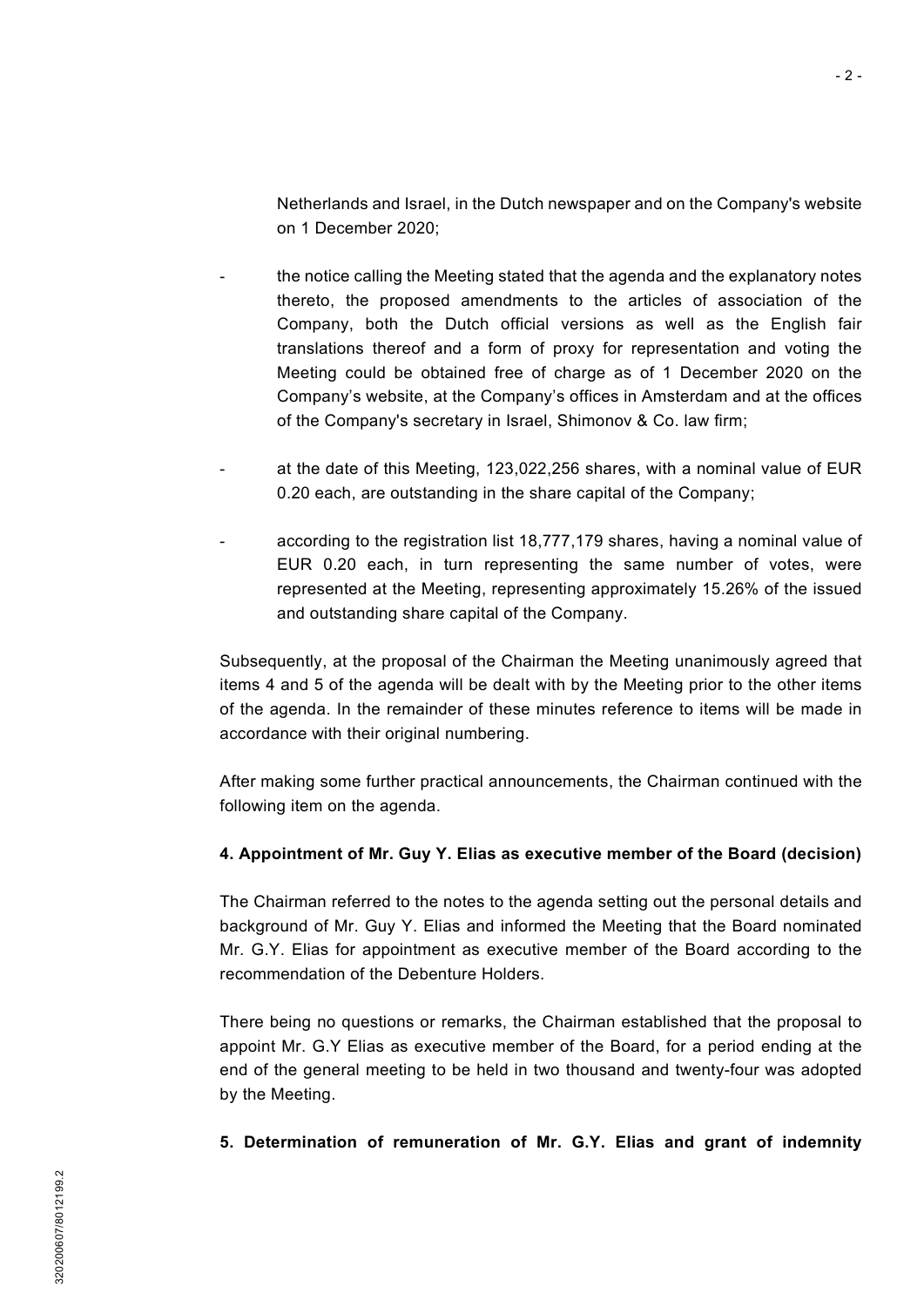Netherlands and Israel, in the Dutch newspaper and on the Company's website on 1 December 2020;

- the notice calling the Meeting stated that the agenda and the explanatory notes thereto, the proposed amendments to the articles of association of the Company, both the Dutch official versions as well as the English fair translations thereof and a form of proxy for representation and voting the Meeting could be obtained free of charge as of 1 December 2020 on the Company's website, at the Company's offices in Amsterdam and at the offices of the Company's secretary in Israel, Shimonov & Co. law firm;
- at the date of this Meeting, 123,022,256 shares, with a nominal value of EUR 0.20 each, are outstanding in the share capital of the Company;
- according to the registration list 18,777,179 shares, having a nominal value of EUR 0.20 each, in turn representing the same number of votes, were represented at the Meeting, representing approximately 15.26% of the issued and outstanding share capital of the Company.

Subsequently, at the proposal of the Chairman the Meeting unanimously agreed that items 4 and 5 of the agenda will be dealt with by the Meeting prior to the other items of the agenda. In the remainder of these minutes reference to items will be made in accordance with their original numbering.

After making some further practical announcements, the Chairman continued with the following item on the agenda.

**4. Appointment of Mr. Guy Y. Elias as executive member of the Board (decision)**

The Chairman referred to the notes to the agenda setting out the personal details and background of Mr. Guy Y. Elias and informed the Meeting that the Board nominated Mr. G.Y. Elias for appointment as executive member of the Board according to the recommendation of the Debenture Holders.

There being no questions or remarks, the Chairman established that the proposal to appoint Mr. G.Y Elias as executive member of the Board, for a period ending at the end of the general meeting to be held in two thousand and twenty-four was adopted by the Meeting.

**5. Determination of remuneration of Mr. G.Y. Elias and grant of indemnity**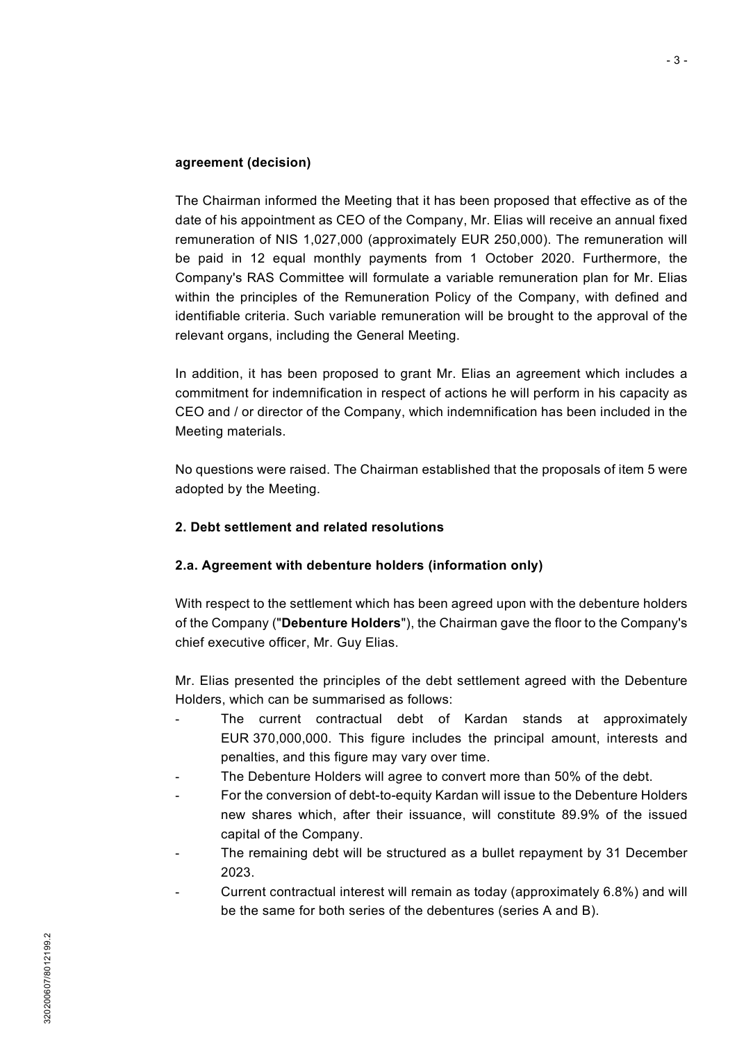**agreement (decision)**

The Chairman informed the Meeting that it has been proposed that effective as of the date of his appointment as CEO of the Company, Mr. Elias will receive an annual fixed remuneration of NIS 1,027,000 (approximately EUR 250,000). The remuneration will be paid in 12 equal monthly payments from 1 October 2020. Furthermore, the Company's RAS Committee will formulate a variable remuneration plan for Mr. Elias within the principles of the Remuneration Policy of the Company, with defined and identifiable criteria. Such variable remuneration will be brought to the approval of the relevant organs, including the General Meeting.

In addition, it has been proposed to grant Mr. Elias an agreement which includes a commitment for indemnification in respect of actions he will perform in his capacity as CEO and / or director of the Company, which indemnification has been included in the Meeting materials.

No questions were raised. The Chairman established that the proposals of item 5 were adopted by the Meeting.

**2. Debt settlement and related resolutions**

**2.a. Agreement with debenture holders (information only)**

With respect to the settlement which has been agreed upon with the debenture holders of the Company ("**Debenture Holders**"), the Chairman gave the floor to the Company's chief executive officer, Mr. Guy Elias.

Mr. Elias presented the principles of the debt settlement agreed with the Debenture Holders, which can be summarised as follows:

- The current contractual debt of Kardan stands at approximately EUR 370,000,000. This figure includes the principal amount, interests and penalties, and this figure may vary over time.
- The Debenture Holders will agree to convert more than 50% of the debt.
- For the conversion of debt-to-equity Kardan will issue to the Debenture Holders new shares which, after their issuance, will constitute 89.9% of the issued capital of the Company.
- The remaining debt will be structured as a bullet repayment by 31 December 2023.
- Current contractual interest will remain as today (approximately 6.8%) and will be the same for both series of the debentures (series A and B).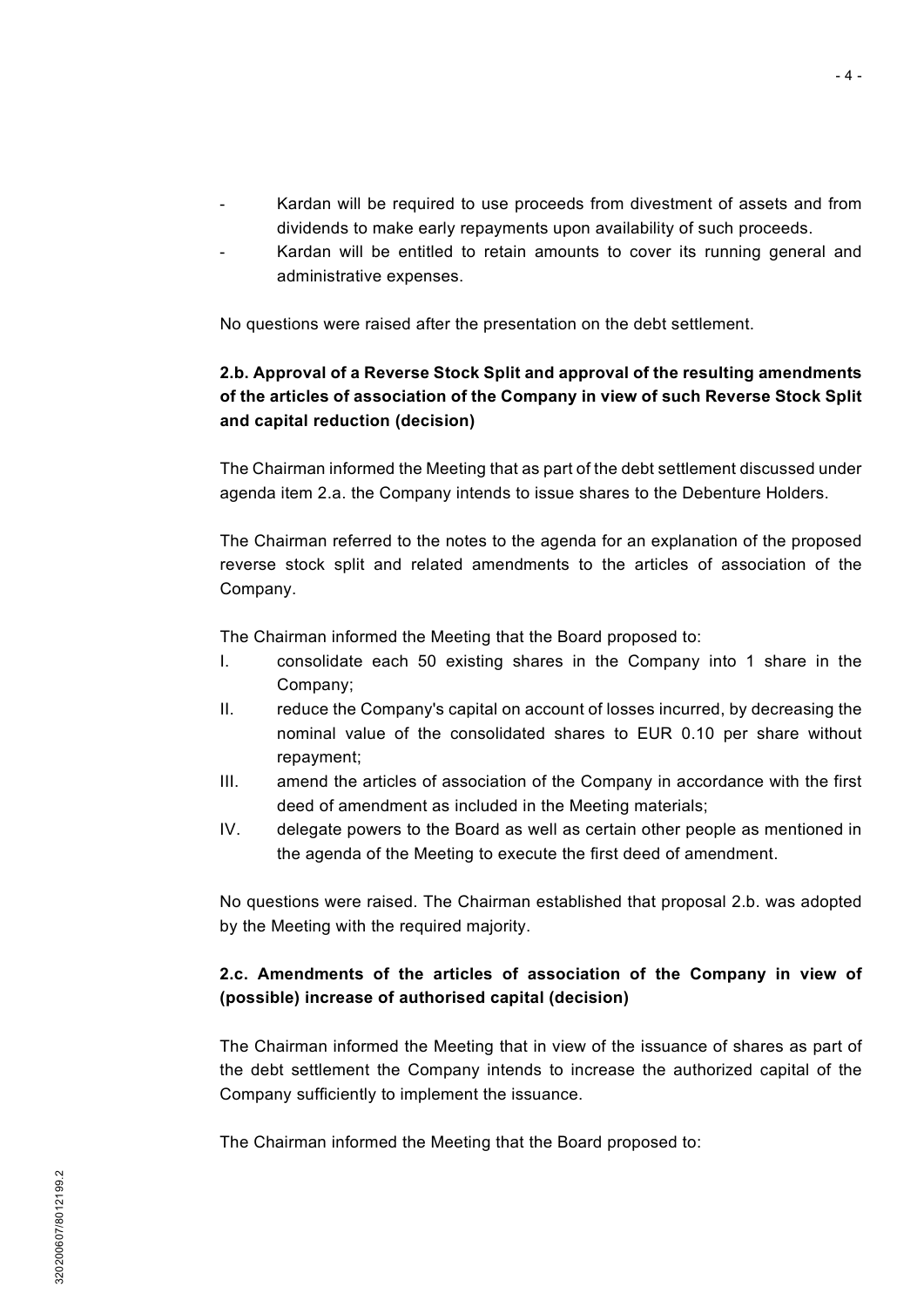- Kardan will be required to use proceeds from divestment of assets and from dividends to make early repayments upon availability of such proceeds.
- Kardan will be entitled to retain amounts to cover its running general and administrative expenses.

No questions were raised after the presentation on the debt settlement.

**2.b. Approval of a Reverse Stock Split and approval of the resulting amendments of the articles of association of the Company in view of such Reverse Stock Split and capital reduction (decision)**

The Chairman informed the Meeting that as part of the debt settlement discussed under agenda item 2.a. the Company intends to issue shares to the Debenture Holders.

The Chairman referred to the notes to the agenda for an explanation of the proposed reverse stock split and related amendments to the articles of association of the Company.

The Chairman informed the Meeting that the Board proposed to:

I. consolidate each 50 existing shares in the Company into 1 share in the Company;

II. reduce the Company's capital on account of losses incurred, by decreasing the nominal value of the consolidated shares to EUR 0.10 per share without repayment;

III. amend the articles of association of the Company in accordance with the first deed of amendment as included in the Meeting materials;

IV. delegate powers to the Board as well as certain other people as mentioned in the agenda of the Meeting to execute the first deed of amendment.

No questions were raised. The Chairman established that proposal 2.b. was adopted by the Meeting with the required majority.

**2.c. Amendments of the articles of association of the Company in view of (possible) increase of authorised capital (decision)**

The Chairman informed the Meeting that in view of the issuance of shares as part of the debt settlement the Company intends to increase the authorized capital of the Company sufficiently to implement the issuance.

The Chairman informed the Meeting that the Board proposed to: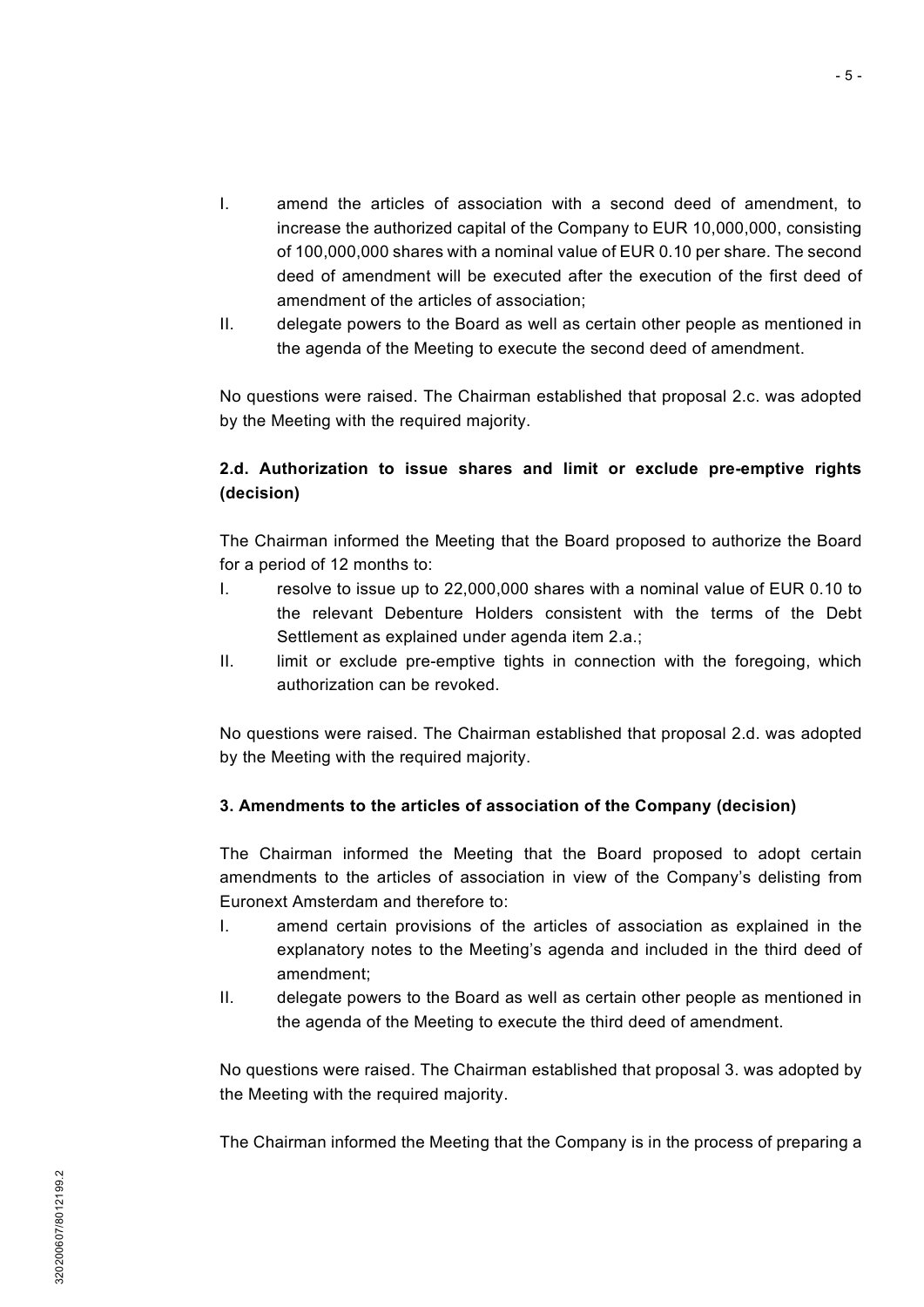I. amend the articles of association with a second deed of amendment, to increase the authorized capital of the Company to EUR 10,000,000, consisting of 100,000,000 shares with a nominal value of EUR 0.10 per share. The second deed of amendment will be executed after the execution of the first deed of amendment of the articles of association;

II. delegate powers to the Board as well as certain other people as mentioned in the agenda of the Meeting to execute the second deed of amendment.

No questions were raised. The Chairman established that proposal 2.c. was adopted by the Meeting with the required majority.

**2.d. Authorization to issue shares and limit or exclude pre-emptive rights (decision)**

The Chairman informed the Meeting that the Board proposed to authorize the Board for a period of 12 months to:

I. resolve to issue up to 22,000,000 shares with a nominal value of EUR 0.10 to the relevant Debenture Holders consistent with the terms of the Debt Settlement as explained under agenda item 2.a.;

II. limit or exclude pre-emptive tights in connection with the foregoing, which authorization can be revoked.

No questions were raised. The Chairman established that proposal 2.d. was adopted by the Meeting with the required majority.

**3. Amendments to the articles of association of the Company (decision)**

The Chairman informed the Meeting that the Board proposed to adopt certain amendments to the articles of association in view of the Company's delisting from Euronext Amsterdam and therefore to:

I. amend certain provisions of the articles of association as explained in the explanatory notes to the Meeting's agenda and included in the third deed of amendment;

II. delegate powers to the Board as well as certain other people as mentioned in the agenda of the Meeting to execute the third deed of amendment.

No questions were raised. The Chairman established that proposal 3. was adopted by the Meeting with the required majority.

The Chairman informed the Meeting that the Company is in the process of preparing a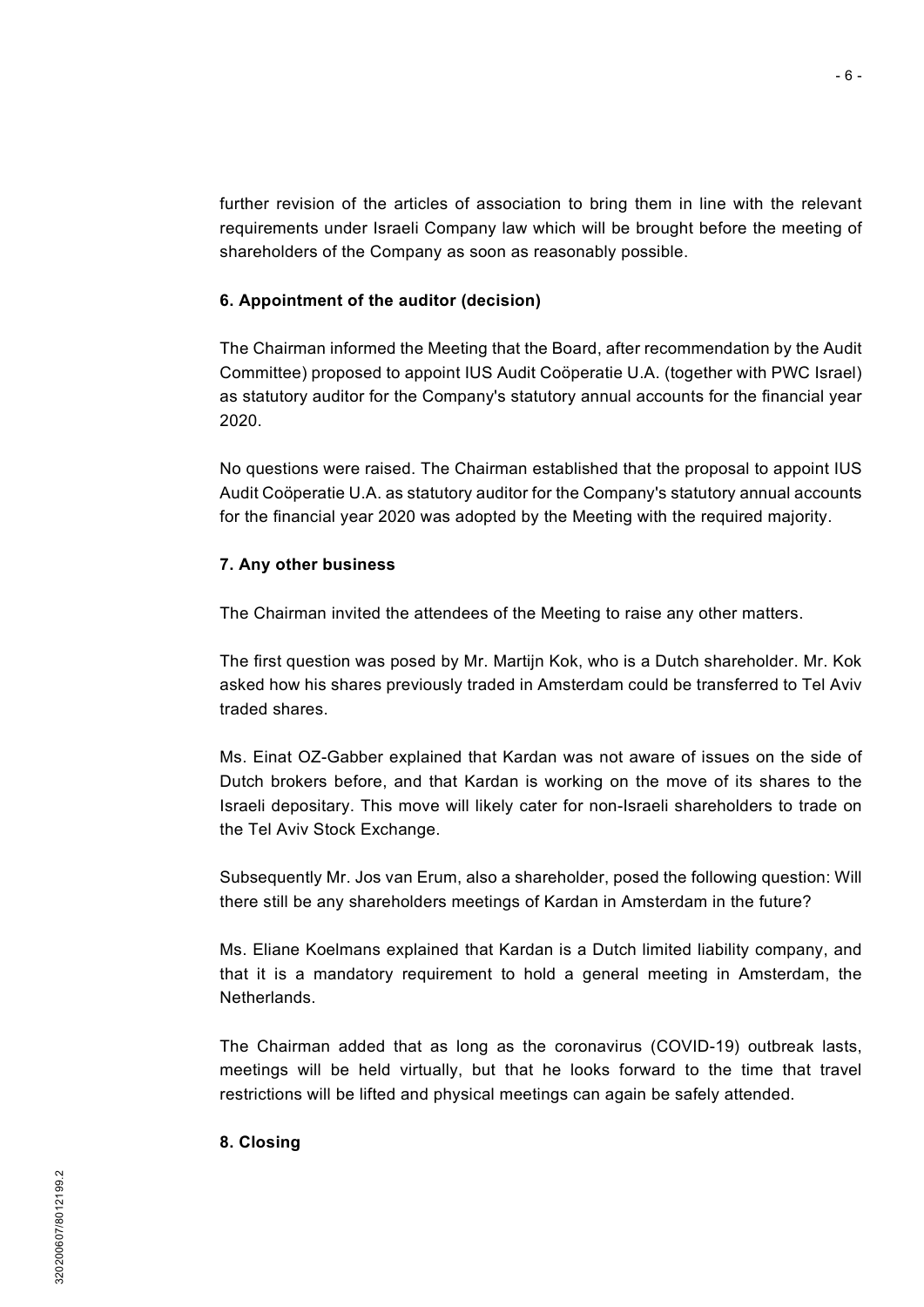further revision of the articles of association to bring them in line with the relevant requirements under Israeli Company law which will be brought before the meeting of shareholders of the Company as soon as reasonably possible.

**6. Appointment of the auditor (decision)**

The Chairman informed the Meeting that the Board, after recommendation by the Audit Committee) proposed to appoint IUS Audit Coöperatie U.A. (together with PWC Israel) as statutory auditor for the Company's statutory annual accounts for the financial year 2020.

No questions were raised. The Chairman established that the proposal to appoint IUS Audit Coöperatie U.A. as statutory auditor for the Company's statutory annual accounts for the financial year 2020 was adopted by the Meeting with the required majority.

**7. Any other business**

The Chairman invited the attendees of the Meeting to raise any other matters.

The first question was posed by Mr. Martijn Kok, who is a Dutch shareholder. Mr. Kok asked how his shares previously traded in Amsterdam could be transferred to Tel Aviv traded shares.

Ms. Einat OZ-Gabber explained that Kardan was not aware of issues on the side of Dutch brokers before, and that Kardan is working on the move of its shares to the Israeli depositary. This move will likely cater for non-Israeli shareholders to trade on the Tel Aviv Stock Exchange.

Subsequently Mr. Jos van Erum, also a shareholder, posed the following question: Will there still be any shareholders meetings of Kardan in Amsterdam in the future?

Ms. Eliane Koelmans explained that Kardan is a Dutch limited liability company, and that it is a mandatory requirement to hold a general meeting in Amsterdam, the Netherlands.

The Chairman added that as long as the coronavirus (COVID-19) outbreak lasts, meetings will be held virtually, but that he looks forward to the time that travel restrictions will be lifted and physical meetings can again be safely attended.

**8. Closing**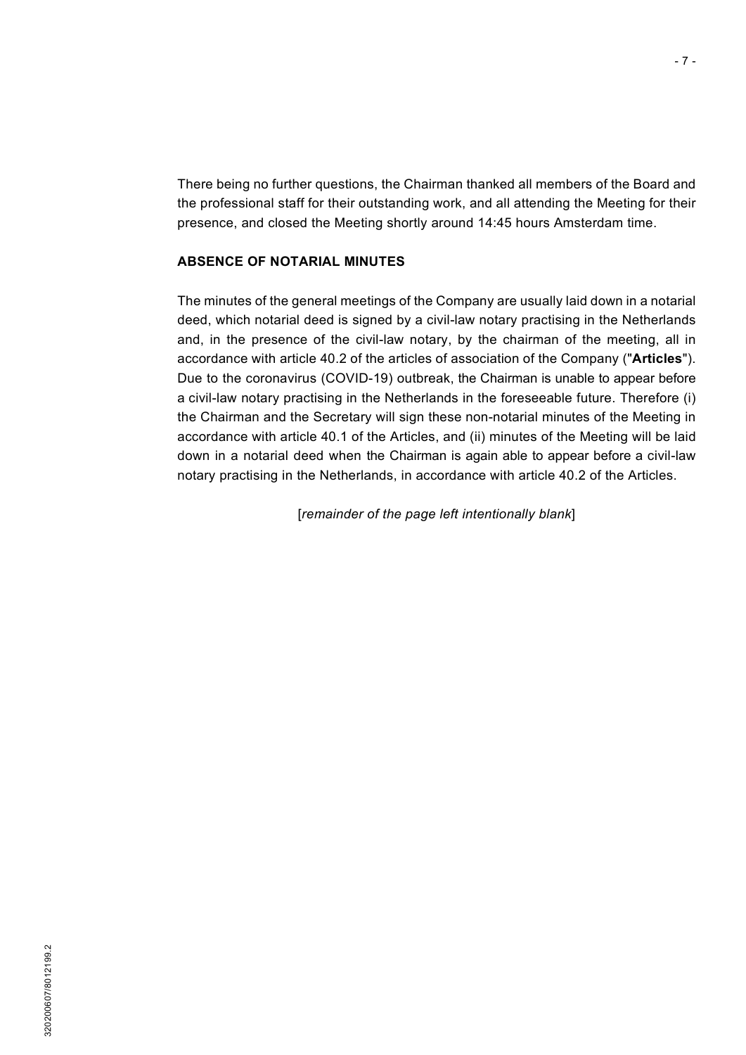There being no further questions, the Chairman thanked all members of the Board and the professional staff for their outstanding work, and all attending the Meeting for their presence, and closed the Meeting shortly around 14:45 hours Amsterdam time.

**ABSENCE OF NOTARIAL MINUTES**

The minutes of the general meetings of the Company are usually laid down in a notarial deed, which notarial deed is signed by a civil-law notary practising in the Netherlands and, in the presence of the civil-law notary, by the chairman of the meeting, all in accordance with article 40.2 of the articles of association of the Company ("**Articles**"). Due to the coronavirus (COVID-19) outbreak, the Chairman is unable to appear before a civil-law notary practising in the Netherlands in the foreseeable future. Therefore (i) the Chairman and the Secretary will sign these non-notarial minutes of the Meeting in accordance with article 40.1 of the Articles, and (ii) minutes of the Meeting will be laid down in a notarial deed when the Chairman is again able to appear before a civil-law notary practising in the Netherlands, in accordance with article 40.2 of the Articles.

[*remainder of the page left intentionally blank*]

32020060​7/8012199.2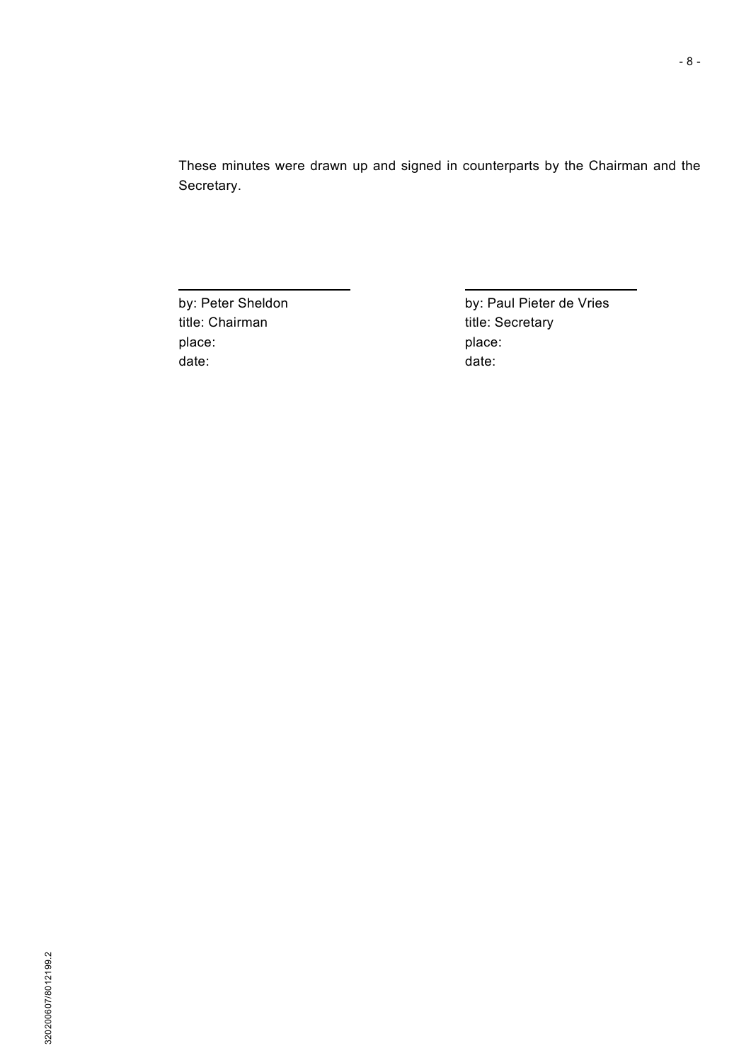These minutes were drawn up and signed in counterparts by the Chairman and the Secretary.

| | |
|---|---|
| \_\_\_\_\_\_\_\_\_\_\_\_\_\_\_\_\_\_\_\_\_\_\_\_ | \_\_\_\_\_\_\_\_\_\_\_\_\_\_\_\_\_\_\_\_\_\_\_\_ |
| by: Peter Sheldon | by: Paul Pieter de Vries |
| title: Chairman | title: Secretary |
| place: | place: |
| date: | date: |

320200607/8012199.2